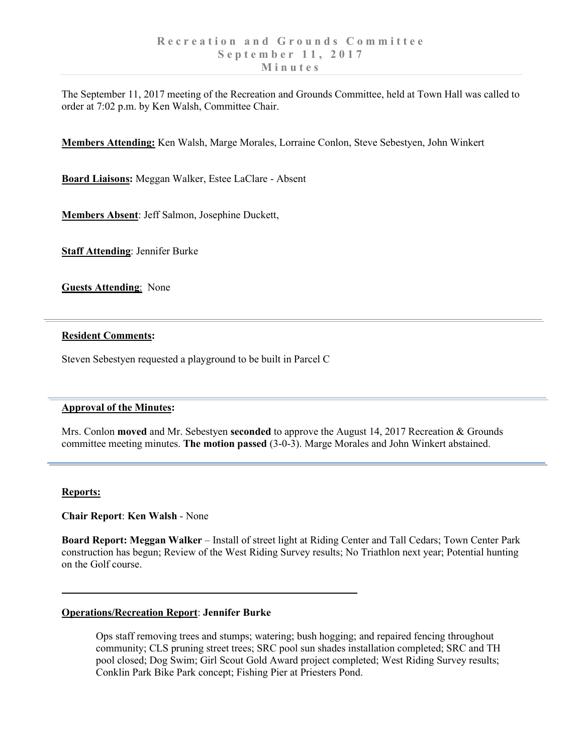# Recreation and Grounds Committee
## September 11, 2017
## Minutes

The September 11, 2017 meeting of the Recreation and Grounds Committee, held at Town Hall was called to order at 7:02 p.m. by Ken Walsh, Committee Chair.

**Members Attending:** Ken Walsh, Marge Morales, Lorraine Conlon, Steve Sebestyen, John Winkert

**Board Liaisons:** Meggan Walker, Estee LaClare - Absent

**Members Absent**: Jeff Salmon, Josephine Duckett,

**Staff Attending**: Jennifer Burke

**Guests Attending**: None

---

**Resident Comments:**

Steven Sebestyen requested a playground to be built in Parcel C

---

**Approval of the Minutes:**

Mrs. Conlon **moved** and Mr. Sebestyen **seconded** to approve the August 14, 2017 Recreation & Grounds committee meeting minutes. **The motion passed** (3-0-3). Marge Morales and John Winkert abstained.

---

**Reports:**

**Chair Report**: **Ken Walsh** - None

**Board Report: Meggan Walker** – Install of street light at Riding Center and Tall Cedars; Town Center Park construction has begun; Review of the West Riding Survey results; No Triathlon next year; Potential hunting on the Golf course.

---

**Operations/Recreation Report**: **Jennifer Burke**

Ops staff removing trees and stumps; watering; bush hogging; and repaired fencing throughout community; CLS pruning street trees; SRC pool sun shades installation completed; SRC and TH pool closed; Dog Swim; Girl Scout Gold Award project completed; West Riding Survey results; Conklin Park Bike Park concept; Fishing Pier at Priesters Pond.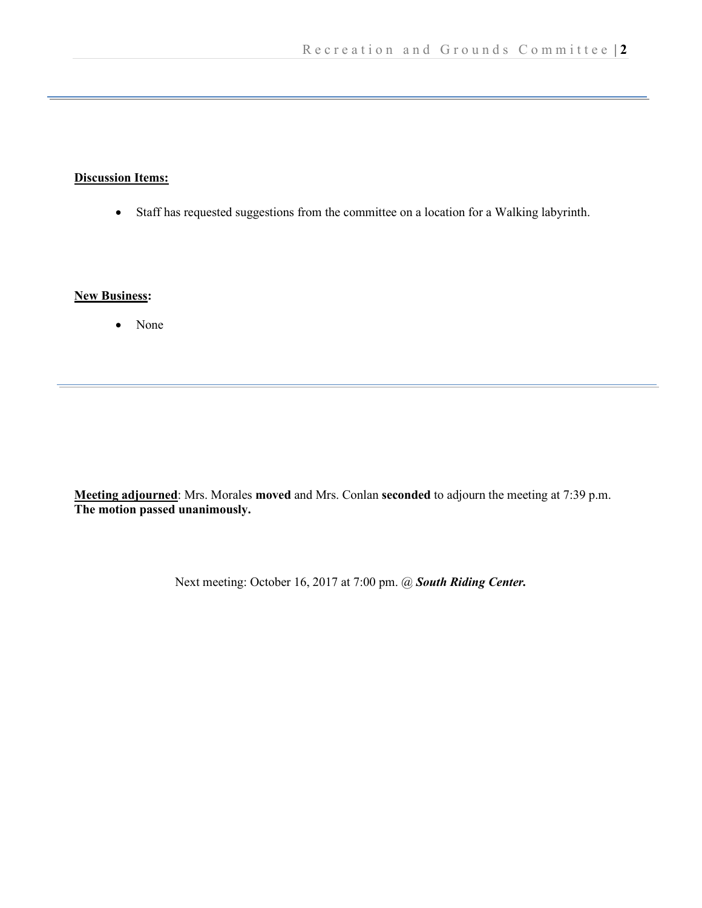**Discussion Items:**

- Staff has requested suggestions from the committee on a location for a Walking labyrinth.

**New Business:**

- None

---

**Meeting adjourned**: Mrs. Morales **moved** and Mrs. Conlan **seconded** to adjourn the meeting at 7:39 p.m. **The motion passed unanimously.**

Next meeting: October 16, 2017 at 7:00 pm. @ ***South Riding Center.***